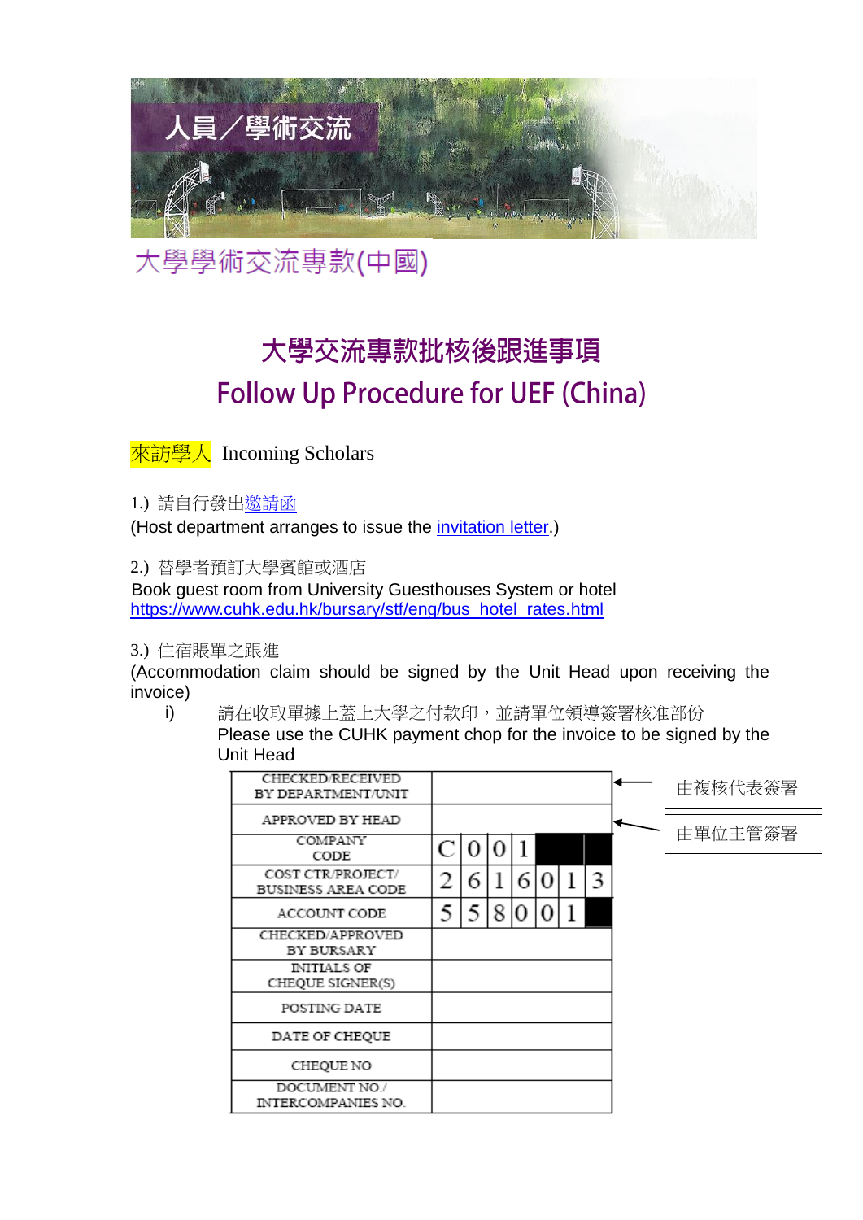人員／學術交流

大學學術交流專款(中國)

# 大學交流專款批核後跟進事項

# Follow Up Procedure for UEF (China)

來訪學人 Incoming Scholars

1.) 請自行發出[邀請函](#)
(Host department arranges to issue the [invitation letter](#).)

2.) 替學者預訂大學賓館或酒店
Book guest room from University Guesthouses System or hotel
[https://www.cuhk.edu.hk/bursary/stf/eng/bus_hotel_rates.html](https://www.cuhk.edu.hk/bursary/stf/eng/bus_hotel_rates.html)

3.) 住宿賬單之跟進
(Accommodation claim should be signed by the Unit Head upon receiving the invoice)

i) 請在收取單據上蓋上大學之付款印，並請單位領導簽署核准部份
Please use the CUHK payment chop for the invoice to be signed by the Unit Head

| | | | | | | | | |
|---|---|---|---|---|---|---|---|---|
| CHECKED/RECEIVED BY DEPARTMENT/UNIT | | | | | | | | ← 由複核代表簽署 |
| APPROVED BY HEAD | | | | | | | | ← 由單位主管簽署 |
| COMPANY CODE | C | 0 | 0 | 1 | ■ | ■ | ■ | |
| COST CTR/PROJECT/ BUSINESS AREA CODE | 2 | 6 | 1 | 6 | 0 | 1 | 3 | |
| ACCOUNT CODE | 5 | 5 | 8 | 0 | 0 | 1 | ■ | |
| CHECKED/APPROVED BY BURSARY | | | | | | | | |
| INITIALS OF CHEQUE SIGNER(S) | | | | | | | | |
| POSTING DATE | | | | | | | | |
| DATE OF CHEQUE | | | | | | | | |
| CHEQUE NO | | | | | | | | |
| DOCUMENT NO./ INTERCOMPANIES NO. | | | | | | | | |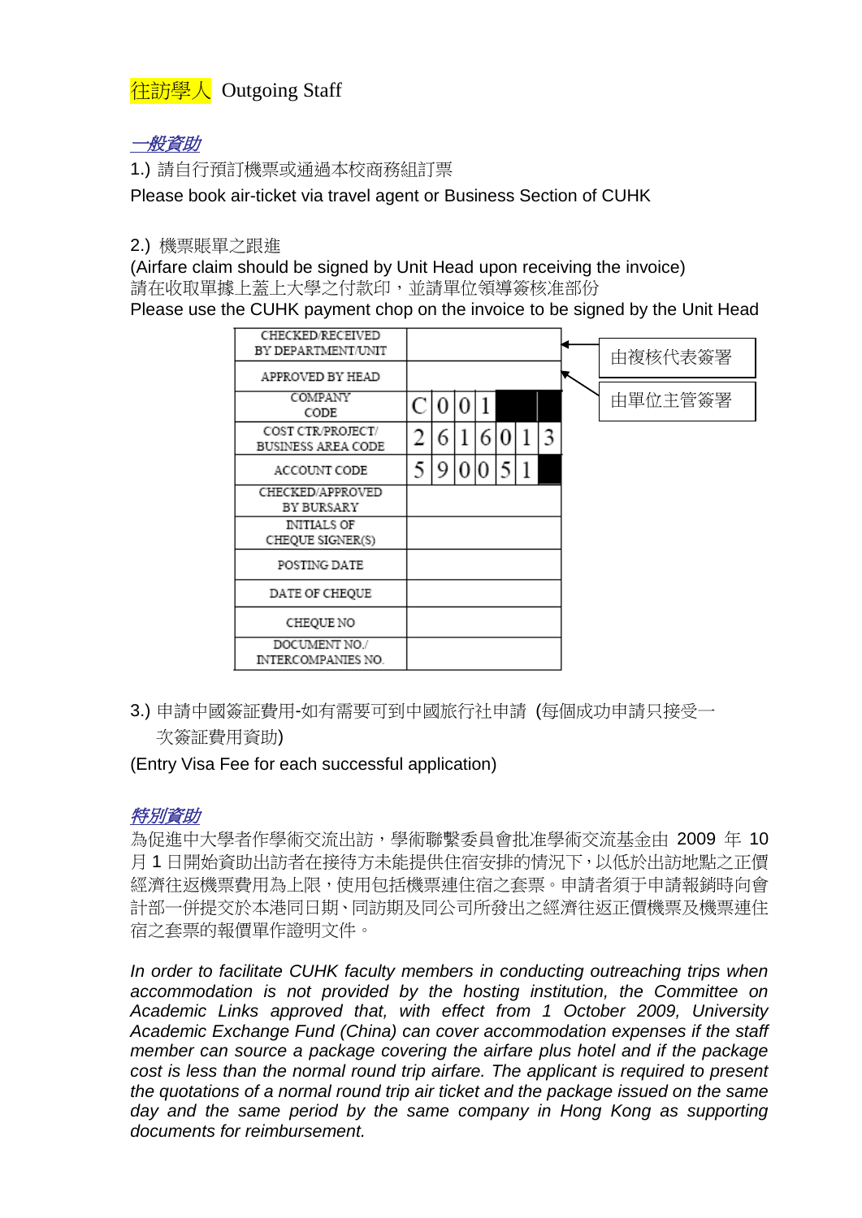# 往訪學人 Outgoing Staff

*一般資助*

1.) 請自行預訂機票或通過本校商務組訂票

Please book air-ticket via travel agent or Business Section of CUHK

2.) 機票賬單之跟進

(Airfare claim should be signed by Unit Head upon receiving the invoice)

請在收取單據上蓋上大學之付款印，並請單位領導簽核准部份

Please use the CUHK payment chop on the invoice to be signed by the Unit Head

| | |
|---|---|
| CHECKED/RECEIVED BY DEPARTMENT/UNIT | |
| APPROVED BY HEAD | |
| COMPANY CODE | C 0 0 1 |
| COST CTR/PROJECT/ BUSINESS AREA CODE | 2 6 1 6 0 1 3 |
| ACCOUNT CODE | 5 9 0 0 5 1 |
| CHECKED/APPROVED BY BURSARY | |
| INITIALS OF CHEQUE SIGNER(S) | |
| POSTING DATE | |
| DATE OF CHEQUE | |
| CHEQUE NO | |
| DOCUMENT NO./ INTERCOMPANIES NO. | |

由複核代表簽署

由單位主管簽署

3.) 申請中國簽証費用-如有需要可到中國旅行社申請 (每個成功申請只接受一次簽証費用資助)

(Entry Visa Fee for each successful application)

*特別資助*

為促進中大學者作學術交流出訪，學術聯繫委員會批准學術交流基金由 2009 年 10 月 1 日開始資助出訪者在接待方未能提供住宿安排的情況下，以低於出訪地點之正價經濟往返機票費用為上限，使用包括機票連住宿之套票。申請者須于申請報銷時向會計部一併提交於本港同日期、同訪期及同公司所發出之經濟往返正價機票及機票連住宿之套票的報價單作證明文件。

*In order to facilitate CUHK faculty members in conducting outreaching trips when accommodation is not provided by the hosting institution, the Committee on Academic Links approved that, with effect from 1 October 2009, University Academic Exchange Fund (China) can cover accommodation expenses if the staff member can source a package covering the airfare plus hotel and if the package cost is less than the normal round trip airfare. The applicant is required to present the quotations of a normal round trip air ticket and the package issued on the same day and the same period by the same company in Hong Kong as supporting documents for reimbursement.*